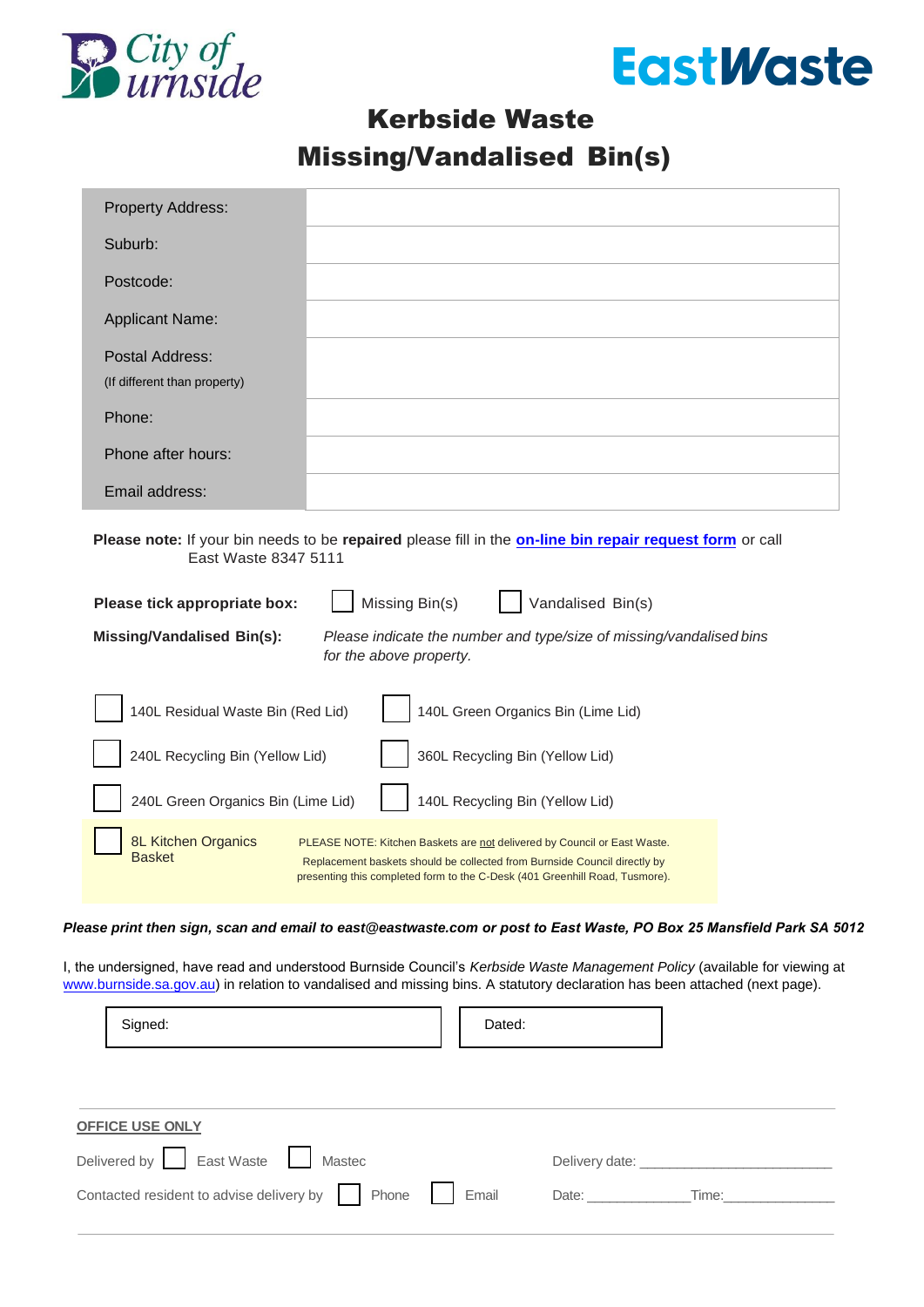City of Burnside

EastWaste

# Kerbside Waste
# Missing/Vandalised Bin(s)

| | |
|---|---|
| Property Address: | |
| Suburb: | |
| Postcode: | |
| Applicant Name: | |
| Postal Address: (If different than property) | |
| Phone: | |
| Phone after hours: | |
| Email address: | |

**Please note:** If your bin needs to be **repaired** please fill in the **on-line bin repair request form** or call East Waste 8347 5111

**Please tick appropriate box:** ☐ Missing Bin(s) ☐ Vandalised Bin(s)

**Missing/Vandalised Bin(s):** *Please indicate the number and type/size of missing/vandalised bins for the above property.*

| | |
|---|---|
| ☐ 140L Residual Waste Bin (Red Lid) | ☐ 140L Green Organics Bin (Lime Lid) |
| ☐ 240L Recycling Bin (Yellow Lid) | ☐ 360L Recycling Bin (Yellow Lid) |
| ☐ 240L Green Organics Bin (Lime Lid) | ☐ 140L Recycling Bin (Yellow Lid) |

☐ 8L Kitchen Organics Basket — PLEASE NOTE: Kitchen Baskets are not delivered by Council or East Waste. Replacement baskets should be collected from Burnside Council directly by presenting this completed form to the C-Desk (401 Greenhill Road, Tusmore).

***Please print then sign, scan and email to east@eastwaste.com or post to East Waste, PO Box 25 Mansfield Park SA 5012***

I, the undersigned, have read and understood Burnside Council's *Kerbside Waste Management Policy* (available for viewing at www.burnside.sa.gov.au) in relation to vandalised and missing bins. A statutory declaration has been attached (next page).

| Signed: | Dated: |
|---|---|

**OFFICE USE ONLY**

Delivered by ☐ East Waste ☐ Mastec — Delivery date: ____________________

Contacted resident to advise delivery by ☐ Phone ☐ Email — Date: ____________ Time: ____________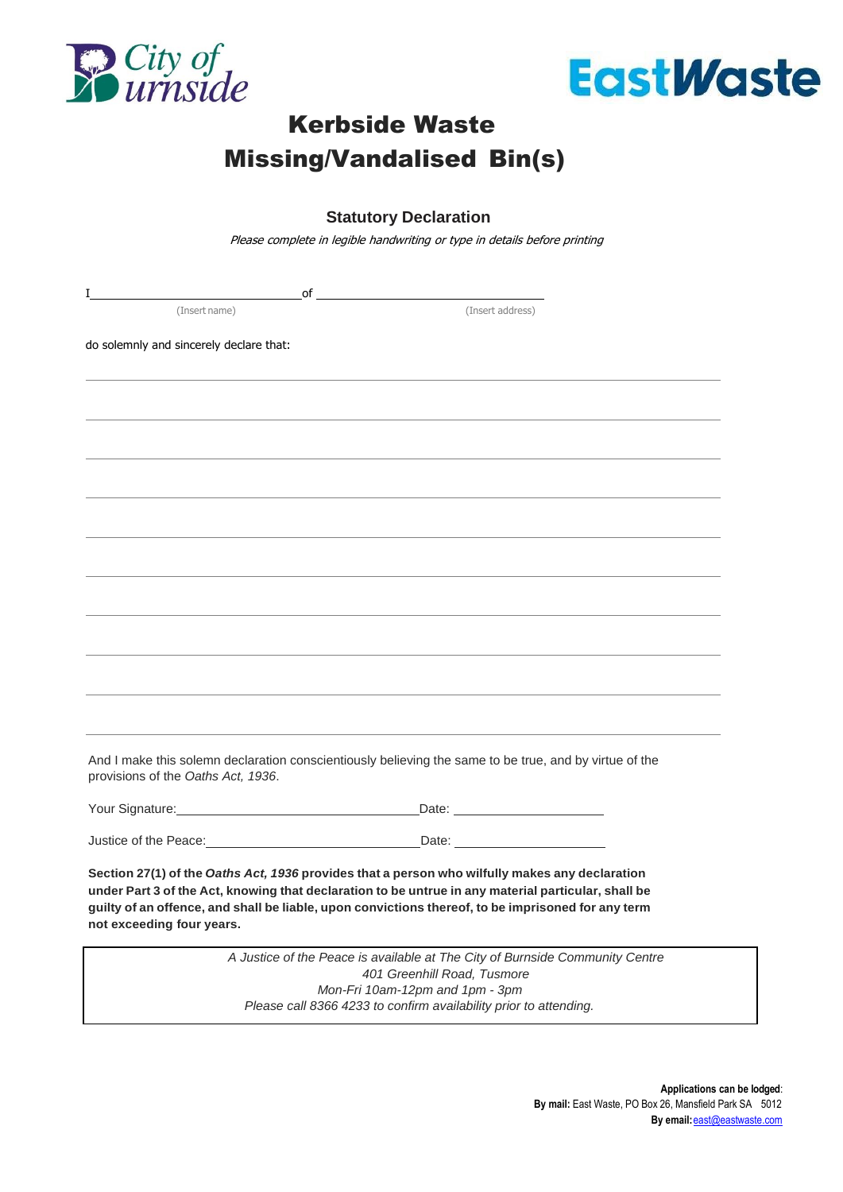City of Burnside

EastWaste

# Kerbside Waste

# Missing/Vandalised Bin(s)

## Statutory Declaration

*Please complete in legible handwriting or type in details before printing*

I \_\_\_\_\_\_\_\_\_\_\_\_\_\_\_\_\_\_\_\_\_\_\_\_\_\_\_\_ of \_\_\_\_\_\_\_\_\_\_\_\_\_\_\_\_\_\_\_\_\_\_\_\_\_\_\_\_\_\_\_\_

(Insert name) (Insert address)

do solemnly and sincerely declare that:

\_\_\_\_\_\_\_\_\_\_\_\_\_\_\_\_\_\_\_\_\_\_\_\_\_\_\_\_\_\_\_\_\_\_\_\_\_\_\_\_\_\_\_\_\_\_\_\_\_\_\_\_\_\_\_\_\_\_\_\_\_\_\_\_\_\_\_\_\_\_

\_\_\_\_\_\_\_\_\_\_\_\_\_\_\_\_\_\_\_\_\_\_\_\_\_\_\_\_\_\_\_\_\_\_\_\_\_\_\_\_\_\_\_\_\_\_\_\_\_\_\_\_\_\_\_\_\_\_\_\_\_\_\_\_\_\_\_\_\_\_

\_\_\_\_\_\_\_\_\_\_\_\_\_\_\_\_\_\_\_\_\_\_\_\_\_\_\_\_\_\_\_\_\_\_\_\_\_\_\_\_\_\_\_\_\_\_\_\_\_\_\_\_\_\_\_\_\_\_\_\_\_\_\_\_\_\_\_\_\_\_

\_\_\_\_\_\_\_\_\_\_\_\_\_\_\_\_\_\_\_\_\_\_\_\_\_\_\_\_\_\_\_\_\_\_\_\_\_\_\_\_\_\_\_\_\_\_\_\_\_\_\_\_\_\_\_\_\_\_\_\_\_\_\_\_\_\_\_\_\_\_

\_\_\_\_\_\_\_\_\_\_\_\_\_\_\_\_\_\_\_\_\_\_\_\_\_\_\_\_\_\_\_\_\_\_\_\_\_\_\_\_\_\_\_\_\_\_\_\_\_\_\_\_\_\_\_\_\_\_\_\_\_\_\_\_\_\_\_\_\_\_

\_\_\_\_\_\_\_\_\_\_\_\_\_\_\_\_\_\_\_\_\_\_\_\_\_\_\_\_\_\_\_\_\_\_\_\_\_\_\_\_\_\_\_\_\_\_\_\_\_\_\_\_\_\_\_\_\_\_\_\_\_\_\_\_\_\_\_\_\_\_

\_\_\_\_\_\_\_\_\_\_\_\_\_\_\_\_\_\_\_\_\_\_\_\_\_\_\_\_\_\_\_\_\_\_\_\_\_\_\_\_\_\_\_\_\_\_\_\_\_\_\_\_\_\_\_\_\_\_\_\_\_\_\_\_\_\_\_\_\_\_

\_\_\_\_\_\_\_\_\_\_\_\_\_\_\_\_\_\_\_\_\_\_\_\_\_\_\_\_\_\_\_\_\_\_\_\_\_\_\_\_\_\_\_\_\_\_\_\_\_\_\_\_\_\_\_\_\_\_\_\_\_\_\_\_\_\_\_\_\_\_

\_\_\_\_\_\_\_\_\_\_\_\_\_\_\_\_\_\_\_\_\_\_\_\_\_\_\_\_\_\_\_\_\_\_\_\_\_\_\_\_\_\_\_\_\_\_\_\_\_\_\_\_\_\_\_\_\_\_\_\_\_\_\_\_\_\_\_\_\_\_

\_\_\_\_\_\_\_\_\_\_\_\_\_\_\_\_\_\_\_\_\_\_\_\_\_\_\_\_\_\_\_\_\_\_\_\_\_\_\_\_\_\_\_\_\_\_\_\_\_\_\_\_\_\_\_\_\_\_\_\_\_\_\_\_\_\_\_\_\_\_

And I make this solemn declaration conscientiously believing the same to be true, and by virtue of the provisions of the *Oaths Act, 1936*.

Your Signature: \_\_\_\_\_\_\_\_\_\_\_\_\_\_\_\_\_\_\_\_\_\_\_\_\_\_\_\_ Date: \_\_\_\_\_\_\_\_\_\_\_\_\_\_\_\_\_\_

Justice of the Peace: \_\_\_\_\_\_\_\_\_\_\_\_\_\_\_\_\_\_\_\_\_\_\_\_\_\_\_\_ Date: \_\_\_\_\_\_\_\_\_\_\_\_\_\_\_\_\_\_

**Section 27(1) of the *Oaths Act, 1936* provides that a person who wilfully makes any declaration under Part 3 of the Act, knowing that declaration to be untrue in any material particular, shall be guilty of an offence, and shall be liable, upon convictions thereof, to be imprisoned for any term not exceeding four years.**

*A Justice of the Peace is available at The City of Burnside Community Centre*
*401 Greenhill Road, Tusmore*
*Mon-Fri 10am-12pm and 1pm - 3pm*
*Please call 8366 4233 to confirm availability prior to attending.*

**Applications can be lodged**:
**By mail:** East Waste, PO Box 26, Mansfield Park SA 5012
**By email:** east@eastwaste.com